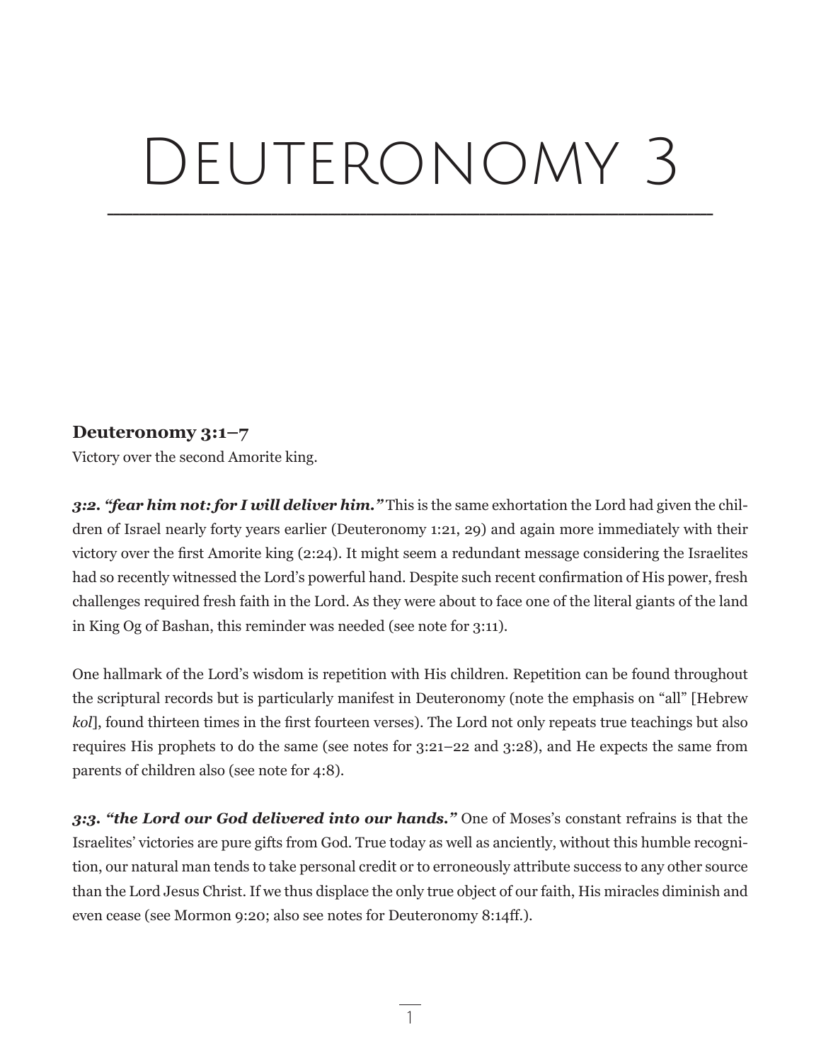# Deuteronomy 3

### Deuteronomy 3:1–7

Victory over the second Amorite king.

***3:2. "fear him not: for I will deliver him."*** This is the same exhortation the Lord had given the children of Israel nearly forty years earlier (Deuteronomy 1:21, 29) and again more immediately with their victory over the first Amorite king (2:24). It might seem a redundant message considering the Israelites had so recently witnessed the Lord's powerful hand. Despite such recent confirmation of His power, fresh challenges required fresh faith in the Lord. As they were about to face one of the literal giants of the land in King Og of Bashan, this reminder was needed (see note for 3:11).

One hallmark of the Lord's wisdom is repetition with His children. Repetition can be found throughout the scriptural records but is particularly manifest in Deuteronomy (note the emphasis on "all" [Hebrew *kol*], found thirteen times in the first fourteen verses). The Lord not only repeats true teachings but also requires His prophets to do the same (see notes for 3:21–22 and 3:28), and He expects the same from parents of children also (see note for 4:8).

***3:3. "the Lord our God delivered into our hands."*** One of Moses's constant refrains is that the Israelites' victories are pure gifts from God. True today as well as anciently, without this humble recognition, our natural man tends to take personal credit or to erroneously attribute success to any other source than the Lord Jesus Christ. If we thus displace the only true object of our faith, His miracles diminish and even cease (see Mormon 9:20; also see notes for Deuteronomy 8:14ff.).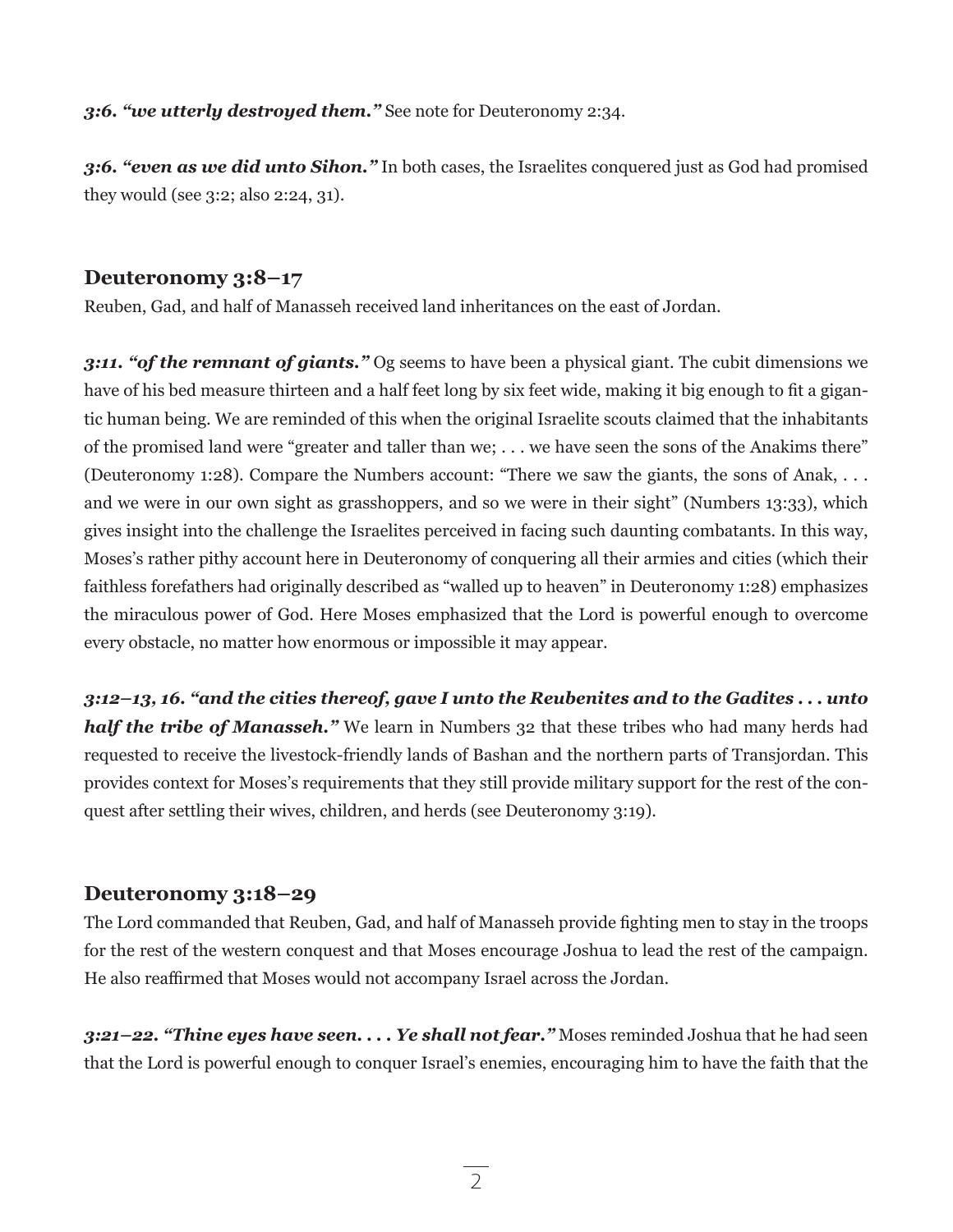***3:6. “we utterly destroyed them.”*** See note for Deuteronomy 2:34.

***3:6. “even as we did unto Sihon.”*** In both cases, the Israelites conquered just as God had promised they would (see 3:2; also 2:24, 31).

## Deuteronomy 3:8–17

Reuben, Gad, and half of Manasseh received land inheritances on the east of Jordan.

***3:11. “of the remnant of giants.”*** Og seems to have been a physical giant. The cubit dimensions we have of his bed measure thirteen and a half feet long by six feet wide, making it big enough to fit a gigantic human being. We are reminded of this when the original Israelite scouts claimed that the inhabitants of the promised land were “greater and taller than we; . . . we have seen the sons of the Anakims there” (Deuteronomy 1:28). Compare the Numbers account: “There we saw the giants, the sons of Anak, . . . and we were in our own sight as grasshoppers, and so we were in their sight” (Numbers 13:33), which gives insight into the challenge the Israelites perceived in facing such daunting combatants. In this way, Moses’s rather pithy account here in Deuteronomy of conquering all their armies and cities (which their faithless forefathers had originally described as “walled up to heaven” in Deuteronomy 1:28) emphasizes the miraculous power of God. Here Moses emphasized that the Lord is powerful enough to overcome every obstacle, no matter how enormous or impossible it may appear.

***3:12–13, 16. “and the cities thereof, gave I unto the Reubenites and to the Gadites . . . unto half the tribe of Manasseh.”*** We learn in Numbers 32 that these tribes who had many herds had requested to receive the livestock-friendly lands of Bashan and the northern parts of Transjordan. This provides context for Moses’s requirements that they still provide military support for the rest of the conquest after settling their wives, children, and herds (see Deuteronomy 3:19).

## Deuteronomy 3:18–29

The Lord commanded that Reuben, Gad, and half of Manasseh provide fighting men to stay in the troops for the rest of the western conquest and that Moses encourage Joshua to lead the rest of the campaign. He also reaffirmed that Moses would not accompany Israel across the Jordan.

***3:21–22. “Thine eyes have seen. . . . Ye shall not fear.”*** Moses reminded Joshua that he had seen that the Lord is powerful enough to conquer Israel’s enemies, encouraging him to have the faith that the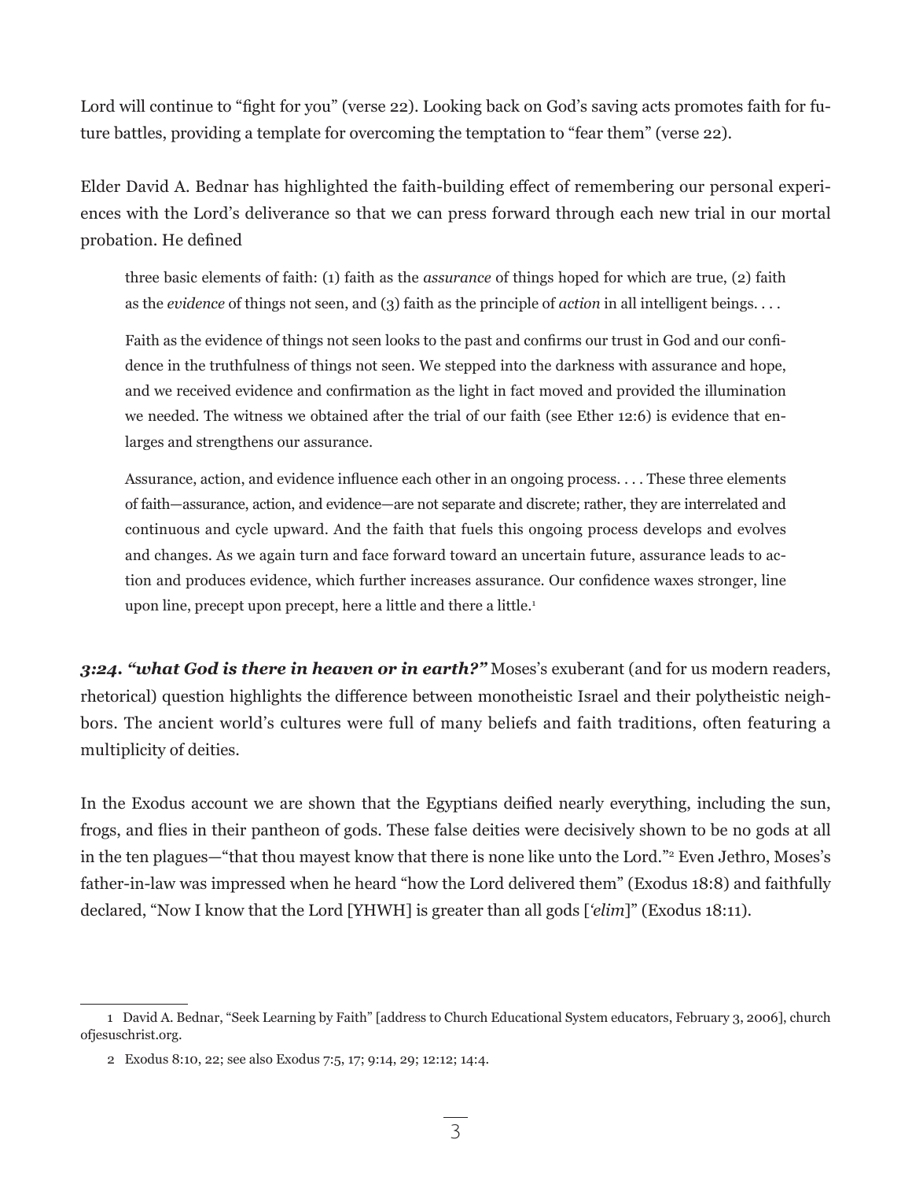Lord will continue to "fight for you" (verse 22). Looking back on God's saving acts promotes faith for future battles, providing a template for overcoming the temptation to "fear them" (verse 22).

Elder David A. Bednar has highlighted the faith-building effect of remembering our personal experiences with the Lord's deliverance so that we can press forward through each new trial in our mortal probation. He defined

> three basic elements of faith: (1) faith as the *assurance* of things hoped for which are true, (2) faith as the *evidence* of things not seen, and (3) faith as the principle of *action* in all intelligent beings. . . .
>
> Faith as the evidence of things not seen looks to the past and confirms our trust in God and our confidence in the truthfulness of things not seen. We stepped into the darkness with assurance and hope, and we received evidence and confirmation as the light in fact moved and provided the illumination we needed. The witness we obtained after the trial of our faith (see Ether 12:6) is evidence that enlarges and strengthens our assurance.
>
> Assurance, action, and evidence influence each other in an ongoing process. . . . These three elements of faith—assurance, action, and evidence—are not separate and discrete; rather, they are interrelated and continuous and cycle upward. And the faith that fuels this ongoing process develops and evolves and changes. As we again turn and face forward toward an uncertain future, assurance leads to action and produces evidence, which further increases assurance. Our confidence waxes stronger, line upon line, precept upon precept, here a little and there a little.[1]

***3:24. "what God is there in heaven or in earth?"*** Moses's exuberant (and for us modern readers, rhetorical) question highlights the difference between monotheistic Israel and their polytheistic neighbors. The ancient world's cultures were full of many beliefs and faith traditions, often featuring a multiplicity of deities.

In the Exodus account we are shown that the Egyptians deified nearly everything, including the sun, frogs, and flies in their pantheon of gods. These false deities were decisively shown to be no gods at all in the ten plagues—"that thou mayest know that there is none like unto the Lord."[2] Even Jethro, Moses's father-in-law was impressed when he heard "how the Lord delivered them" (Exodus 18:8) and faithfully declared, "Now I know that the Lord [YHWH] is greater than all gods [*'elim*]" (Exodus 18:11).

---

1 David A. Bednar, "Seek Learning by Faith" [address to Church Educational System educators, February 3, 2006], churchofjesuschrist.org.

2 Exodus 8:10, 22; see also Exodus 7:5, 17; 9:14, 29; 12:12; 14:4.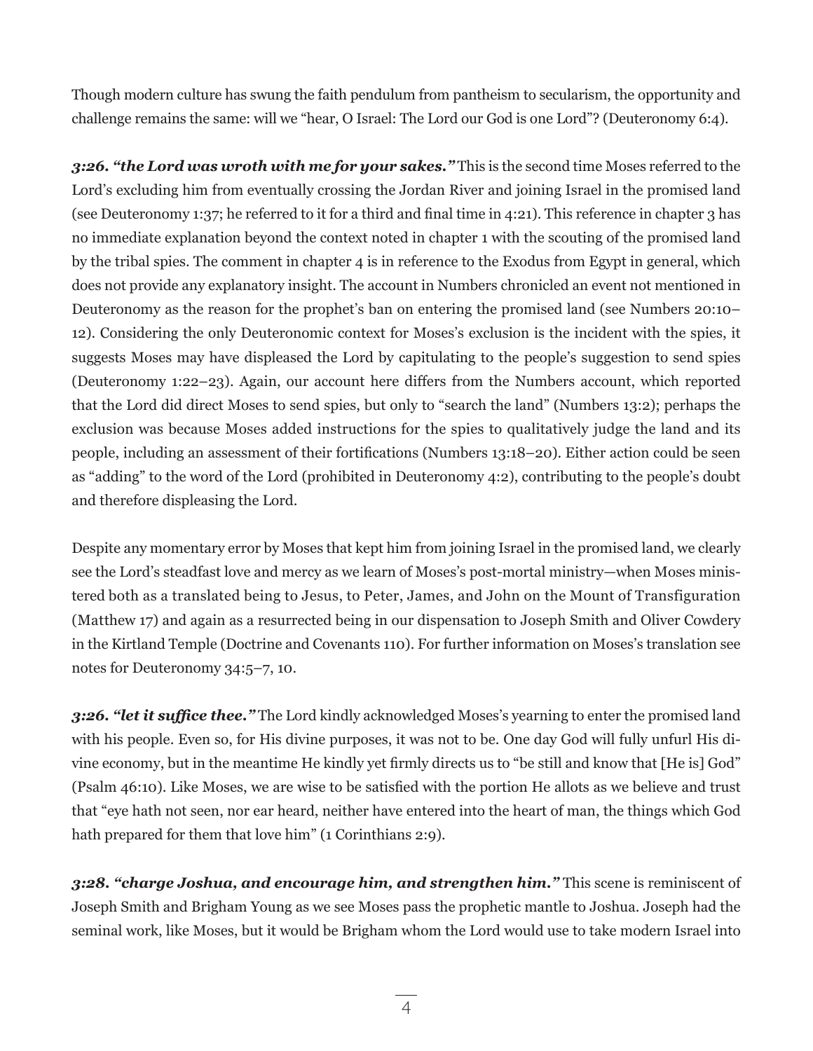Though modern culture has swung the faith pendulum from pantheism to secularism, the opportunity and challenge remains the same: will we "hear, O Israel: The Lord our God is one Lord"? (Deuteronomy 6:4).

***3:26. "the Lord was wroth with me for your sakes."*** This is the second time Moses referred to the Lord's excluding him from eventually crossing the Jordan River and joining Israel in the promised land (see Deuteronomy 1:37; he referred to it for a third and final time in 4:21). This reference in chapter 3 has no immediate explanation beyond the context noted in chapter 1 with the scouting of the promised land by the tribal spies. The comment in chapter 4 is in reference to the Exodus from Egypt in general, which does not provide any explanatory insight. The account in Numbers chronicled an event not mentioned in Deuteronomy as the reason for the prophet's ban on entering the promised land (see Numbers 20:10–12). Considering the only Deuteronomic context for Moses's exclusion is the incident with the spies, it suggests Moses may have displeased the Lord by capitulating to the people's suggestion to send spies (Deuteronomy 1:22–23). Again, our account here differs from the Numbers account, which reported that the Lord did direct Moses to send spies, but only to "search the land" (Numbers 13:2); perhaps the exclusion was because Moses added instructions for the spies to qualitatively judge the land and its people, including an assessment of their fortifications (Numbers 13:18–20). Either action could be seen as "adding" to the word of the Lord (prohibited in Deuteronomy 4:2), contributing to the people's doubt and therefore displeasing the Lord.

Despite any momentary error by Moses that kept him from joining Israel in the promised land, we clearly see the Lord's steadfast love and mercy as we learn of Moses's post-mortal ministry—when Moses ministered both as a translated being to Jesus, to Peter, James, and John on the Mount of Transfiguration (Matthew 17) and again as a resurrected being in our dispensation to Joseph Smith and Oliver Cowdery in the Kirtland Temple (Doctrine and Covenants 110). For further information on Moses's translation see notes for Deuteronomy 34:5–7, 10.

***3:26. "let it suffice thee."*** The Lord kindly acknowledged Moses's yearning to enter the promised land with his people. Even so, for His divine purposes, it was not to be. One day God will fully unfurl His divine economy, but in the meantime He kindly yet firmly directs us to "be still and know that [He is] God" (Psalm 46:10). Like Moses, we are wise to be satisfied with the portion He allots as we believe and trust that "eye hath not seen, nor ear heard, neither have entered into the heart of man, the things which God hath prepared for them that love him" (1 Corinthians 2:9).

***3:28. "charge Joshua, and encourage him, and strengthen him."*** This scene is reminiscent of Joseph Smith and Brigham Young as we see Moses pass the prophetic mantle to Joshua. Joseph had the seminal work, like Moses, but it would be Brigham whom the Lord would use to take modern Israel into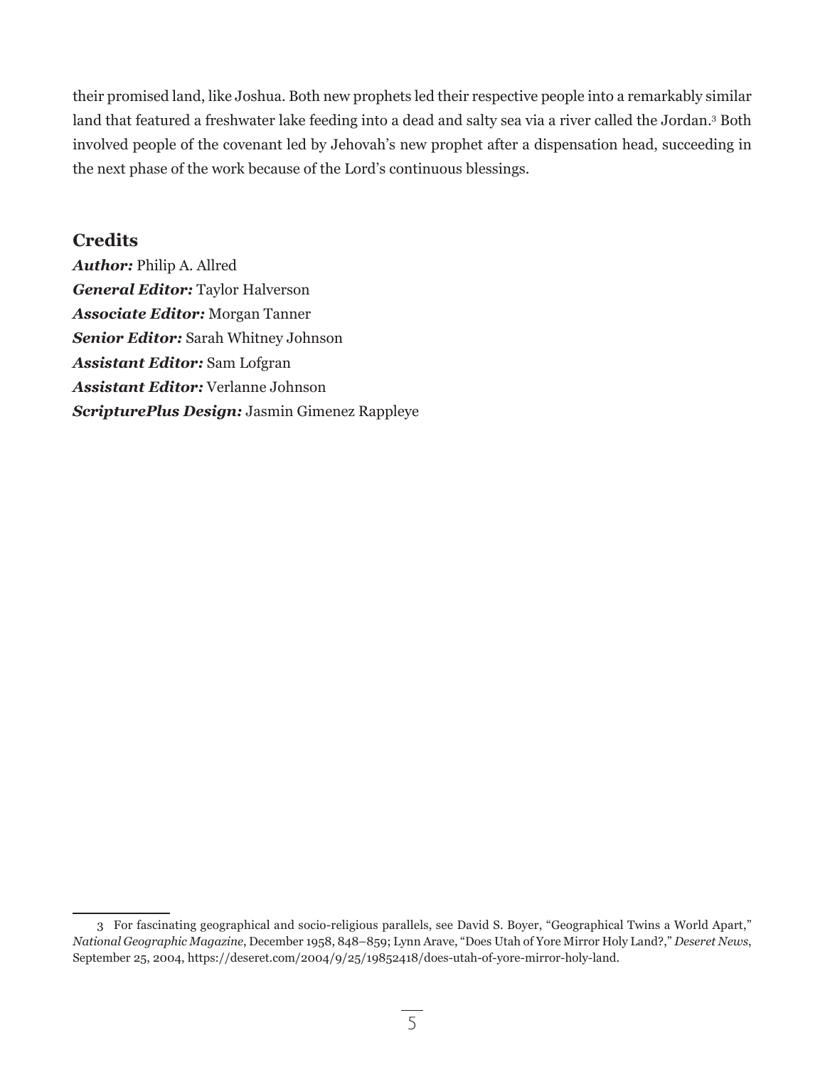their promised land, like Joshua. Both new prophets led their respective people into a remarkably similar land that featured a freshwater lake feeding into a dead and salty sea via a river called the Jordan.[3] Both involved people of the covenant led by Jehovah's new prophet after a dispensation head, succeeding in the next phase of the work because of the Lord's continuous blessings.

## Credits

***Author:*** Philip A. Allred
***General Editor:*** Taylor Halverson
***Associate Editor:*** Morgan Tanner
***Senior Editor:*** Sarah Whitney Johnson
***Assistant Editor:*** Sam Lofgran
***Assistant Editor:*** Verlanne Johnson
***ScripturePlus Design:*** Jasmin Gimenez Rappleye

---

3 For fascinating geographical and socio-religious parallels, see David S. Boyer, "Geographical Twins a World Apart," *National Geographic Magazine*, December 1958, 848–859; Lynn Arave, "Does Utah of Yore Mirror Holy Land?," *Deseret News*, September 25, 2004, https://deseret.com/2004/9/25/19852418/does-utah-of-yore-mirror-holy-land.